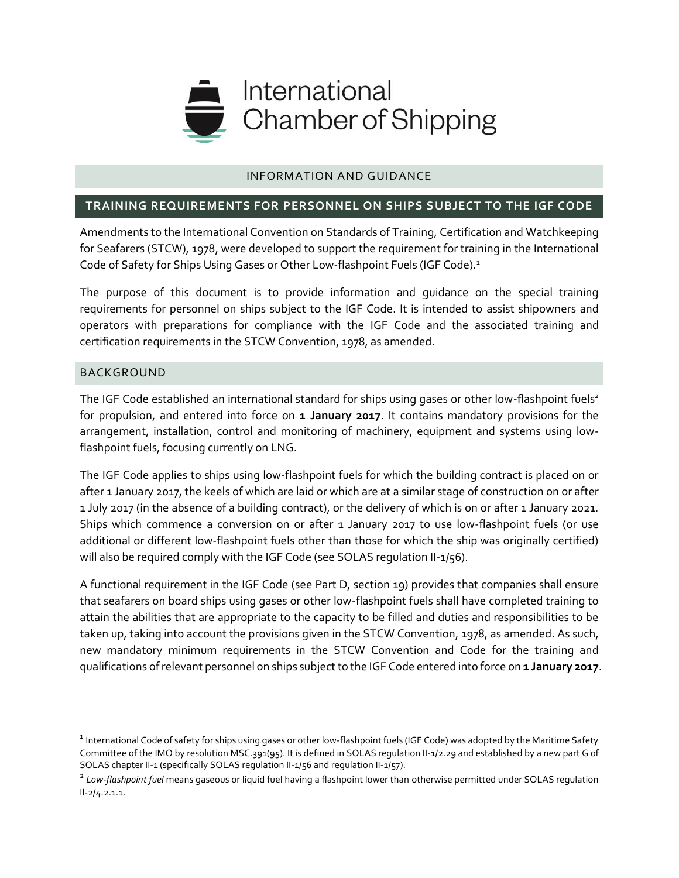International Chamber of Shipping

INFORMATION AND GUIDANCE

# TRAINING REQUIREMENTS FOR PERSONNEL ON SHIPS SUBJECT TO THE IGF CODE

Amendments to the International Convention on Standards of Training, Certification and Watchkeeping for Seafarers (STCW), 1978, were developed to support the requirement for training in the International Code of Safety for Ships Using Gases or Other Low-flashpoint Fuels (IGF Code).[1]

The purpose of this document is to provide information and guidance on the special training requirements for personnel on ships subject to the IGF Code. It is intended to assist shipowners and operators with preparations for compliance with the IGF Code and the associated training and certification requirements in the STCW Convention, 1978, as amended.

## BACKGROUND

The IGF Code established an international standard for ships using gases or other low-flashpoint fuels[2] for propulsion, and entered into force on **1 January 2017**. It contains mandatory provisions for the arrangement, installation, control and monitoring of machinery, equipment and systems using low-flashpoint fuels, focusing currently on LNG.

The IGF Code applies to ships using low-flashpoint fuels for which the building contract is placed on or after 1 January 2017, the keels of which are laid or which are at a similar stage of construction on or after 1 July 2017 (in the absence of a building contract), or the delivery of which is on or after 1 January 2021. Ships which commence a conversion on or after 1 January 2017 to use low-flashpoint fuels (or use additional or different low-flashpoint fuels other than those for which the ship was originally certified) will also be required comply with the IGF Code (see SOLAS regulation II-1/56).

A functional requirement in the IGF Code (see Part D, section 19) provides that companies shall ensure that seafarers on board ships using gases or other low-flashpoint fuels shall have completed training to attain the abilities that are appropriate to the capacity to be filled and duties and responsibilities to be taken up, taking into account the provisions given in the STCW Convention, 1978, as amended. As such, new mandatory minimum requirements in the STCW Convention and Code for the training and qualifications of relevant personnel on ships subject to the IGF Code entered into force on **1 January 2017**.

---

[1] International Code of safety for ships using gases or other low-flashpoint fuels (IGF Code) was adopted by the Maritime Safety Committee of the IMO by resolution MSC.391(95). It is defined in SOLAS regulation II-1/2.29 and established by a new part G of SOLAS chapter II-1 (specifically SOLAS regulation II-1/56 and regulation II-1/57).

[2] *Low-flashpoint fuel* means gaseous or liquid fuel having a flashpoint lower than otherwise permitted under SOLAS regulation II-2/4.2.1.1.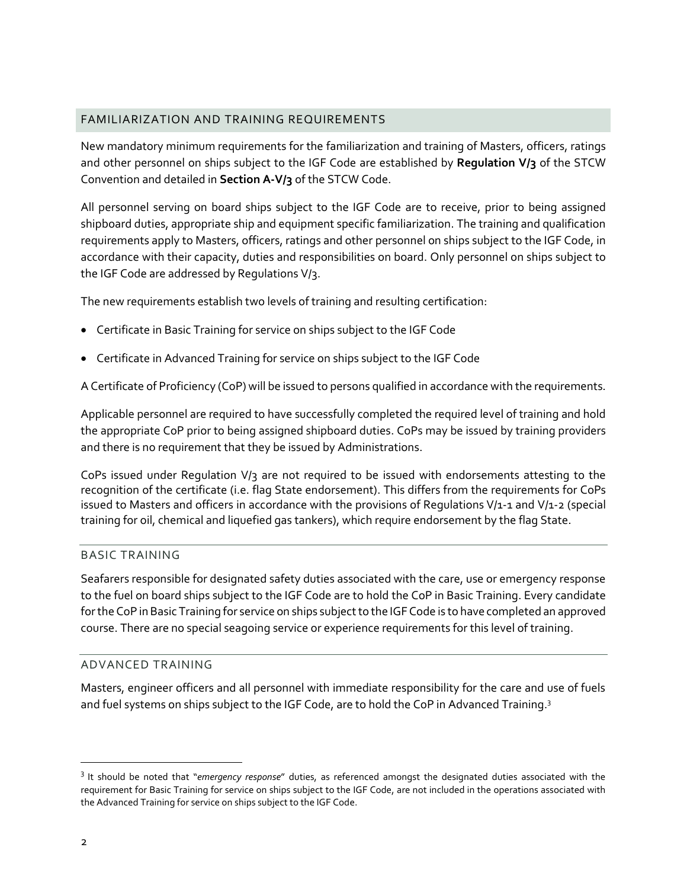## FAMILIARIZATION AND TRAINING REQUIREMENTS

New mandatory minimum requirements for the familiarization and training of Masters, officers, ratings and other personnel on ships subject to the IGF Code are established by **Regulation V/3** of the STCW Convention and detailed in **Section A-V/3** of the STCW Code.

All personnel serving on board ships subject to the IGF Code are to receive, prior to being assigned shipboard duties, appropriate ship and equipment specific familiarization. The training and qualification requirements apply to Masters, officers, ratings and other personnel on ships subject to the IGF Code, in accordance with their capacity, duties and responsibilities on board. Only personnel on ships subject to the IGF Code are addressed by Regulations V/3.

The new requirements establish two levels of training and resulting certification:

- Certificate in Basic Training for service on ships subject to the IGF Code
- Certificate in Advanced Training for service on ships subject to the IGF Code

A Certificate of Proficiency (CoP) will be issued to persons qualified in accordance with the requirements.

Applicable personnel are required to have successfully completed the required level of training and hold the appropriate CoP prior to being assigned shipboard duties. CoPs may be issued by training providers and there is no requirement that they be issued by Administrations.

CoPs issued under Regulation V/3 are not required to be issued with endorsements attesting to the recognition of the certificate (i.e. flag State endorsement). This differs from the requirements for CoPs issued to Masters and officers in accordance with the provisions of Regulations V/1-1 and V/1-2 (special training for oil, chemical and liquefied gas tankers), which require endorsement by the flag State.

### BASIC TRAINING

Seafarers responsible for designated safety duties associated with the care, use or emergency response to the fuel on board ships subject to the IGF Code are to hold the CoP in Basic Training. Every candidate for the CoP in Basic Training for service on ships subject to the IGF Code is to have completed an approved course. There are no special seagoing service or experience requirements for this level of training.

### ADVANCED TRAINING

Masters, engineer officers and all personnel with immediate responsibility for the care and use of fuels and fuel systems on ships subject to the IGF Code, are to hold the CoP in Advanced Training.[3]

[3] It should be noted that "*emergency response*" duties, as referenced amongst the designated duties associated with the requirement for Basic Training for service on ships subject to the IGF Code, are not included in the operations associated with the Advanced Training for service on ships subject to the IGF Code.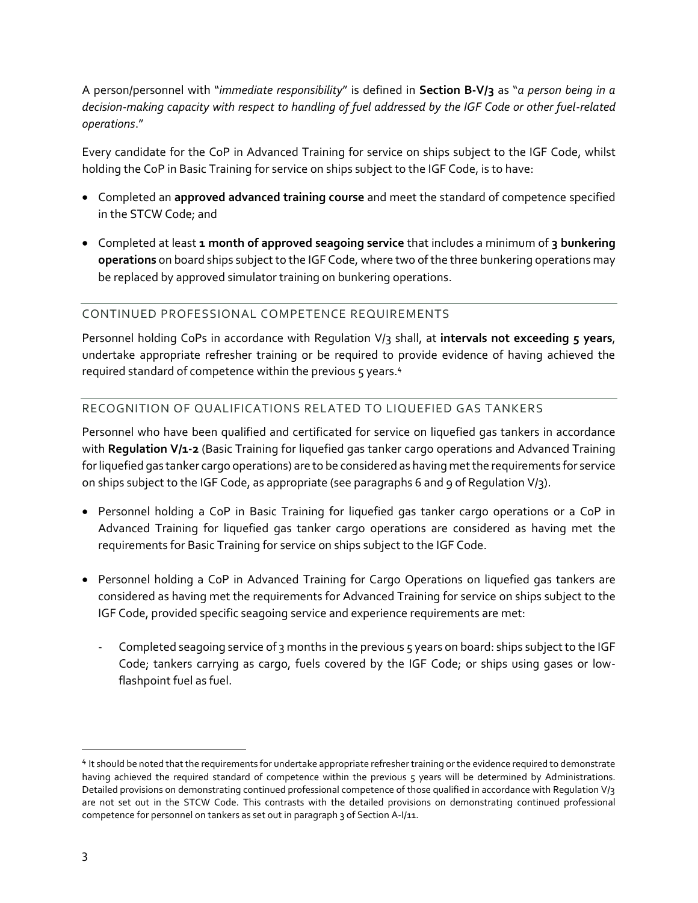A person/personnel with "*immediate responsibility*" is defined in **Section B-V/3** as "*a person being in a decision-making capacity with respect to handling of fuel addressed by the IGF Code or other fuel-related operations*."

Every candidate for the CoP in Advanced Training for service on ships subject to the IGF Code, whilst holding the CoP in Basic Training for service on ships subject to the IGF Code, is to have:

- Completed an **approved advanced training course** and meet the standard of competence specified in the STCW Code; and
- Completed at least **1 month of approved seagoing service** that includes a minimum of **3 bunkering operations** on board ships subject to the IGF Code, where two of the three bunkering operations may be replaced by approved simulator training on bunkering operations.

## CONTINUED PROFESSIONAL COMPETENCE REQUIREMENTS

Personnel holding CoPs in accordance with Regulation V/3 shall, at **intervals not exceeding 5 years**, undertake appropriate refresher training or be required to provide evidence of having achieved the required standard of competence within the previous 5 years.[4]

## RECOGNITION OF QUALIFICATIONS RELATED TO LIQUEFIED GAS TANKERS

Personnel who have been qualified and certificated for service on liquefied gas tankers in accordance with **Regulation V/1-2** (Basic Training for liquefied gas tanker cargo operations and Advanced Training for liquefied gas tanker cargo operations) are to be considered as having met the requirements for service on ships subject to the IGF Code, as appropriate (see paragraphs 6 and 9 of Regulation V/3).

- Personnel holding a CoP in Basic Training for liquefied gas tanker cargo operations or a CoP in Advanced Training for liquefied gas tanker cargo operations are considered as having met the requirements for Basic Training for service on ships subject to the IGF Code.
- Personnel holding a CoP in Advanced Training for Cargo Operations on liquefied gas tankers are considered as having met the requirements for Advanced Training for service on ships subject to the IGF Code, provided specific seagoing service and experience requirements are met:
  - Completed seagoing service of 3 months in the previous 5 years on board: ships subject to the IGF Code; tankers carrying as cargo, fuels covered by the IGF Code; or ships using gases or low-flashpoint fuel as fuel.

[4] It should be noted that the requirements for undertake appropriate refresher training or the evidence required to demonstrate having achieved the required standard of competence within the previous 5 years will be determined by Administrations. Detailed provisions on demonstrating continued professional competence of those qualified in accordance with Regulation V/3 are not set out in the STCW Code. This contrasts with the detailed provisions on demonstrating continued professional competence for personnel on tankers as set out in paragraph 3 of Section A-I/11.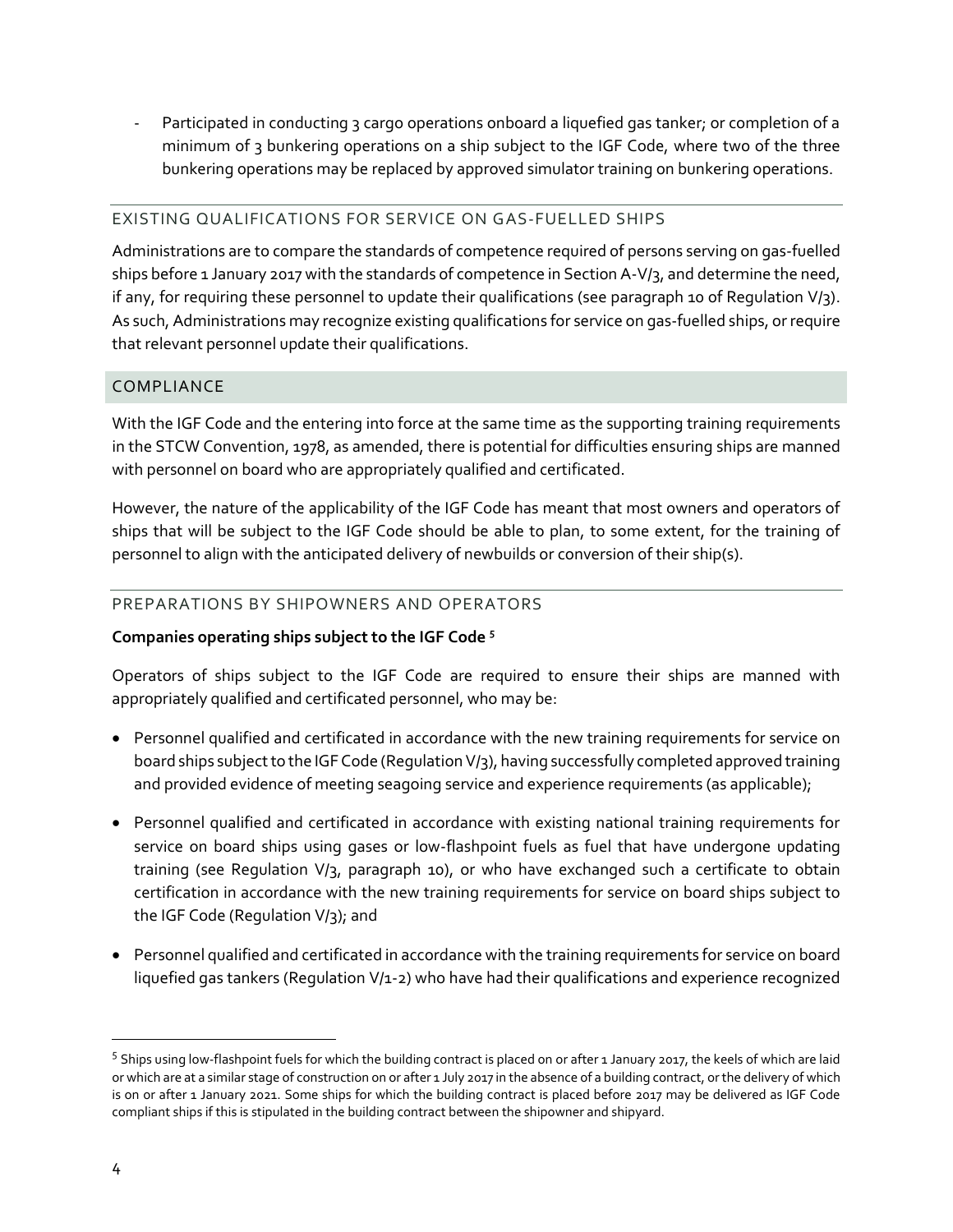- Participated in conducting 3 cargo operations onboard a liquefied gas tanker; or completion of a minimum of 3 bunkering operations on a ship subject to the IGF Code, where two of the three bunkering operations may be replaced by approved simulator training on bunkering operations.

### EXISTING QUALIFICATIONS FOR SERVICE ON GAS-FUELLED SHIPS

Administrations are to compare the standards of competence required of persons serving on gas-fuelled ships before 1 January 2017 with the standards of competence in Section A-V/3, and determine the need, if any, for requiring these personnel to update their qualifications (see paragraph 10 of Regulation V/3). As such, Administrations may recognize existing qualifications for service on gas-fuelled ships, or require that relevant personnel update their qualifications.

## COMPLIANCE

With the IGF Code and the entering into force at the same time as the supporting training requirements in the STCW Convention, 1978, as amended, there is potential for difficulties ensuring ships are manned with personnel on board who are appropriately qualified and certificated.

However, the nature of the applicability of the IGF Code has meant that most owners and operators of ships that will be subject to the IGF Code should be able to plan, to some extent, for the training of personnel to align with the anticipated delivery of newbuilds or conversion of their ship(s).

### PREPARATIONS BY SHIPOWNERS AND OPERATORS

**Companies operating ships subject to the IGF Code [5]**

Operators of ships subject to the IGF Code are required to ensure their ships are manned with appropriately qualified and certificated personnel, who may be:

- Personnel qualified and certificated in accordance with the new training requirements for service on board ships subject to the IGF Code (Regulation V/3), having successfully completed approved training and provided evidence of meeting seagoing service and experience requirements (as applicable);
- Personnel qualified and certificated in accordance with existing national training requirements for service on board ships using gases or low-flashpoint fuels as fuel that have undergone updating training (see Regulation V/3, paragraph 10), or who have exchanged such a certificate to obtain certification in accordance with the new training requirements for service on board ships subject to the IGF Code (Regulation V/3); and
- Personnel qualified and certificated in accordance with the training requirements for service on board liquefied gas tankers (Regulation V/1-2) who have had their qualifications and experience recognized

[5] Ships using low-flashpoint fuels for which the building contract is placed on or after 1 January 2017, the keels of which are laid or which are at a similar stage of construction on or after 1 July 2017 in the absence of a building contract, or the delivery of which is on or after 1 January 2021. Some ships for which the building contract is placed before 2017 may be delivered as IGF Code compliant ships if this is stipulated in the building contract between the shipowner and shipyard.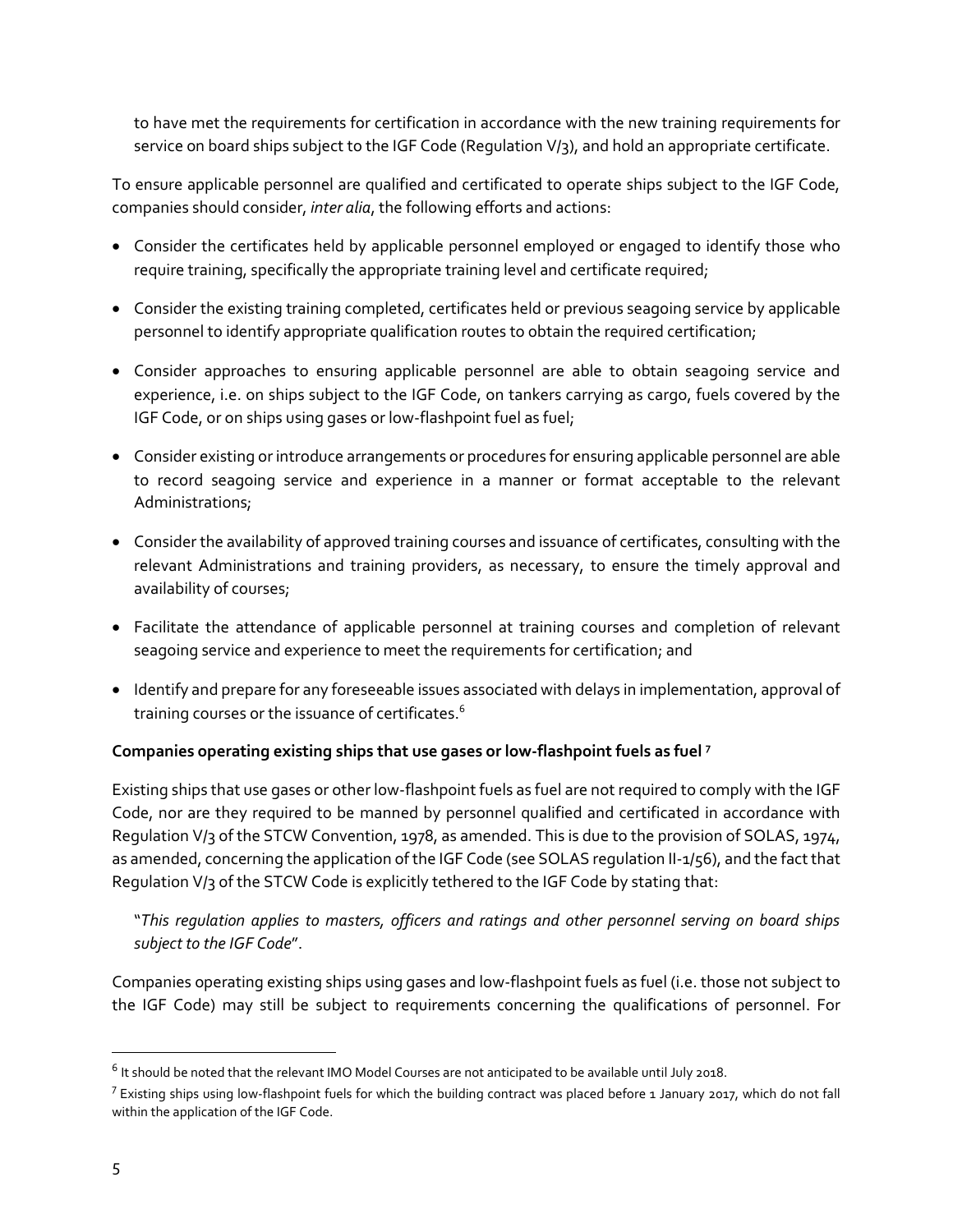to have met the requirements for certification in accordance with the new training requirements for service on board ships subject to the IGF Code (Regulation V/3), and hold an appropriate certificate.

To ensure applicable personnel are qualified and certificated to operate ships subject to the IGF Code, companies should consider, *inter alia*, the following efforts and actions:

- Consider the certificates held by applicable personnel employed or engaged to identify those who require training, specifically the appropriate training level and certificate required;
- Consider the existing training completed, certificates held or previous seagoing service by applicable personnel to identify appropriate qualification routes to obtain the required certification;
- Consider approaches to ensuring applicable personnel are able to obtain seagoing service and experience, i.e. on ships subject to the IGF Code, on tankers carrying as cargo, fuels covered by the IGF Code, or on ships using gases or low-flashpoint fuel as fuel;
- Consider existing or introduce arrangements or procedures for ensuring applicable personnel are able to record seagoing service and experience in a manner or format acceptable to the relevant Administrations;
- Consider the availability of approved training courses and issuance of certificates, consulting with the relevant Administrations and training providers, as necessary, to ensure the timely approval and availability of courses;
- Facilitate the attendance of applicable personnel at training courses and completion of relevant seagoing service and experience to meet the requirements for certification; and
- Identify and prepare for any foreseeable issues associated with delays in implementation, approval of training courses or the issuance of certificates.[6]

**Companies operating existing ships that use gases or low-flashpoint fuels as fuel [7]**

Existing ships that use gases or other low-flashpoint fuels as fuel are not required to comply with the IGF Code, nor are they required to be manned by personnel qualified and certificated in accordance with Regulation V/3 of the STCW Convention, 1978, as amended. This is due to the provision of SOLAS, 1974, as amended, concerning the application of the IGF Code (see SOLAS regulation II-1/56), and the fact that Regulation V/3 of the STCW Code is explicitly tethered to the IGF Code by stating that:

> "*This regulation applies to masters, officers and ratings and other personnel serving on board ships subject to the IGF Code*".

Companies operating existing ships using gases and low-flashpoint fuels as fuel (i.e. those not subject to the IGF Code) may still be subject to requirements concerning the qualifications of personnel. For

---

[6] It should be noted that the relevant IMO Model Courses are not anticipated to be available until July 2018.

[7] Existing ships using low-flashpoint fuels for which the building contract was placed before 1 January 2017, which do not fall within the application of the IGF Code.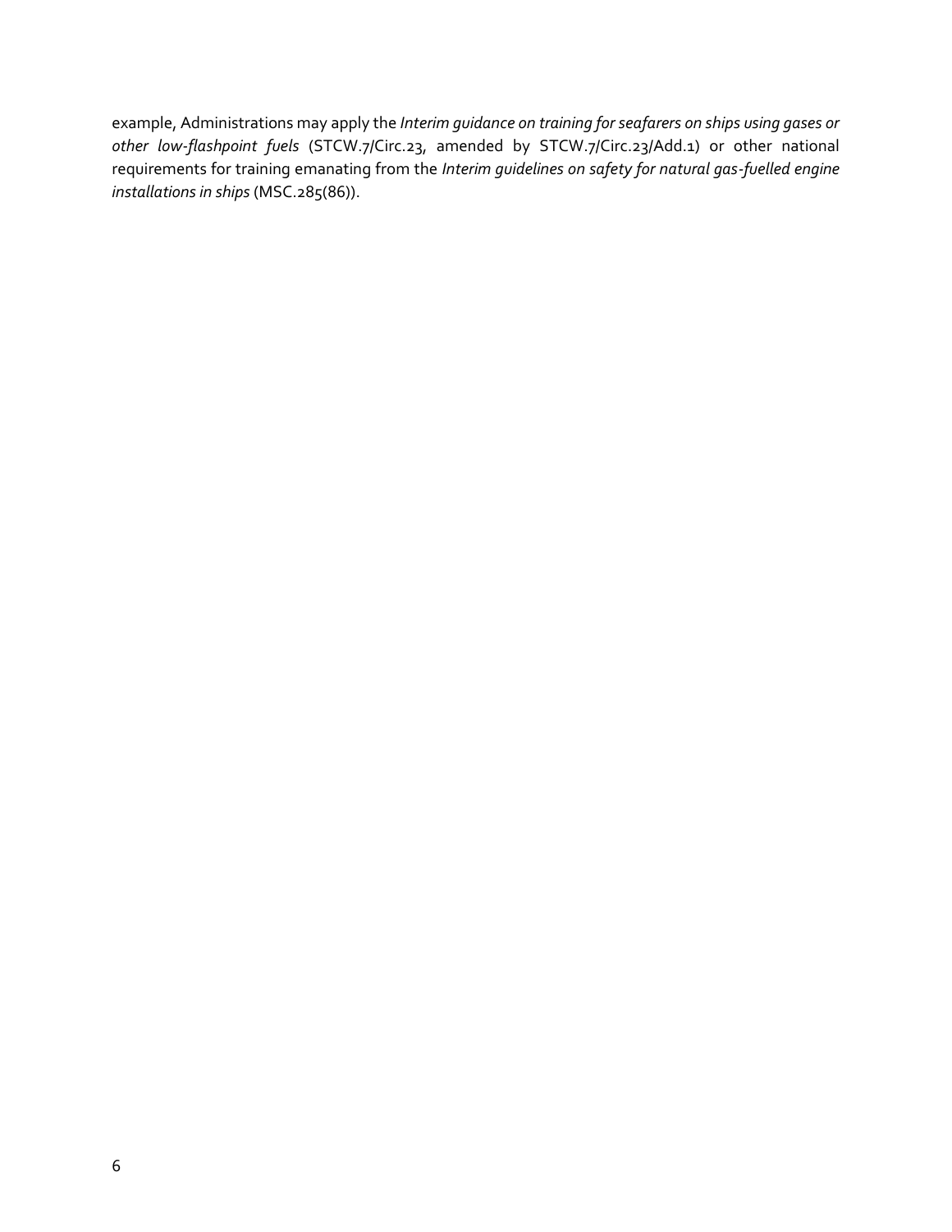example, Administrations may apply the *Interim guidance on training for seafarers on ships using gases or other low-flashpoint fuels* (STCW.7/Circ.23, amended by STCW.7/Circ.23/Add.1) or other national requirements for training emanating from the *Interim guidelines on safety for natural gas-fuelled engine installations in ships* (MSC.285(86)).